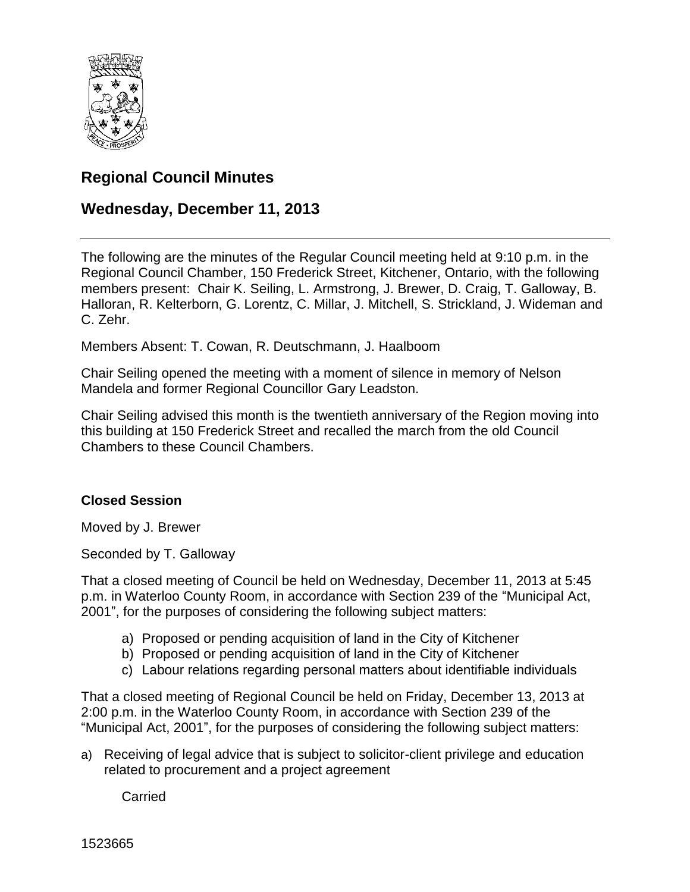# Regional Council Minutes

## Wednesday, December 11, 2013

The following are the minutes of the Regular Council meeting held at 9:10 p.m. in the Regional Council Chamber, 150 Frederick Street, Kitchener, Ontario, with the following members present: Chair K. Seiling, L. Armstrong, J. Brewer, D. Craig, T. Galloway, B. Halloran, R. Kelterborn, G. Lorentz, C. Millar, J. Mitchell, S. Strickland, J. Wideman and C. Zehr.

Members Absent: T. Cowan, R. Deutschmann, J. Haalboom

Chair Seiling opened the meeting with a moment of silence in memory of Nelson Mandela and former Regional Councillor Gary Leadston.

Chair Seiling advised this month is the twentieth anniversary of the Region moving into this building at 150 Frederick Street and recalled the march from the old Council Chambers to these Council Chambers.

### Closed Session

Moved by J. Brewer

Seconded by T. Galloway

That a closed meeting of Council be held on Wednesday, December 11, 2013 at 5:45 p.m. in Waterloo County Room, in accordance with Section 239 of the "Municipal Act, 2001", for the purposes of considering the following subject matters:

a) Proposed or pending acquisition of land in the City of Kitchener
b) Proposed or pending acquisition of land in the City of Kitchener
c) Labour relations regarding personal matters about identifiable individuals

That a closed meeting of Regional Council be held on Friday, December 13, 2013 at 2:00 p.m. in the Waterloo County Room, in accordance with Section 239 of the "Municipal Act, 2001", for the purposes of considering the following subject matters:

a) Receiving of legal advice that is subject to solicitor-client privilege and education related to procurement and a project agreement

Carried

1523665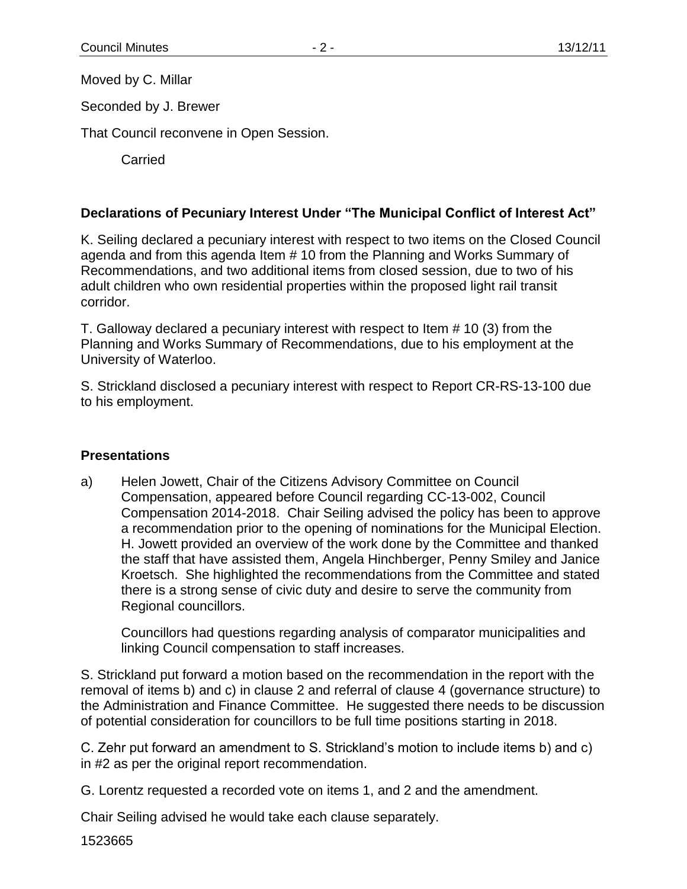Moved by C. Millar

Seconded by J. Brewer

That Council reconvene in Open Session.

Carried

## Declarations of Pecuniary Interest Under "The Municipal Conflict of Interest Act"

K. Seiling declared a pecuniary interest with respect to two items on the Closed Council agenda and from this agenda Item # 10 from the Planning and Works Summary of Recommendations, and two additional items from closed session, due to two of his adult children who own residential properties within the proposed light rail transit corridor.

T. Galloway declared a pecuniary interest with respect to Item # 10 (3) from the Planning and Works Summary of Recommendations, due to his employment at the University of Waterloo.

S. Strickland disclosed a pecuniary interest with respect to Report CR-RS-13-100 due to his employment.

## Presentations

a) Helen Jowett, Chair of the Citizens Advisory Committee on Council Compensation, appeared before Council regarding CC-13-002, Council Compensation 2014-2018. Chair Seiling advised the policy has been to approve a recommendation prior to the opening of nominations for the Municipal Election. H. Jowett provided an overview of the work done by the Committee and thanked the staff that have assisted them, Angela Hinchberger, Penny Smiley and Janice Kroetsch. She highlighted the recommendations from the Committee and stated there is a strong sense of civic duty and desire to serve the community from Regional councillors.

Councillors had questions regarding analysis of comparator municipalities and linking Council compensation to staff increases.

S. Strickland put forward a motion based on the recommendation in the report with the removal of items b) and c) in clause 2 and referral of clause 4 (governance structure) to the Administration and Finance Committee. He suggested there needs to be discussion of potential consideration for councillors to be full time positions starting in 2018.

C. Zehr put forward an amendment to S. Strickland's motion to include items b) and c) in #2 as per the original report recommendation.

G. Lorentz requested a recorded vote on items 1, and 2 and the amendment.

Chair Seiling advised he would take each clause separately.

1523665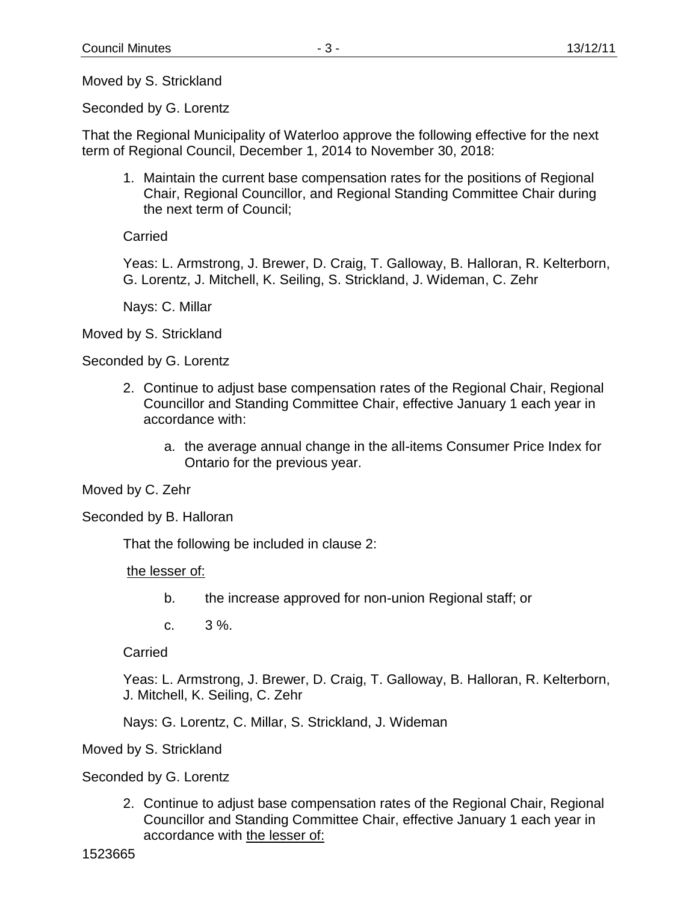Moved by S. Strickland

Seconded by G. Lorentz

That the Regional Municipality of Waterloo approve the following effective for the next term of Regional Council, December 1, 2014 to November 30, 2018:

1. Maintain the current base compensation rates for the positions of Regional Chair, Regional Councillor, and Regional Standing Committee Chair during the next term of Council;

   Carried

   Yeas: L. Armstrong, J. Brewer, D. Craig, T. Galloway, B. Halloran, R. Kelterborn, G. Lorentz, J. Mitchell, K. Seiling, S. Strickland, J. Wideman, C. Zehr

   Nays: C. Millar

Moved by S. Strickland

Seconded by G. Lorentz

2. Continue to adjust base compensation rates of the Regional Chair, Regional Councillor and Standing Committee Chair, effective January 1 each year in accordance with:

   a. the average annual change in the all-items Consumer Price Index for Ontario for the previous year.

Moved by C. Zehr

Seconded by B. Halloran

That the following be included in clause 2:

<u>the lesser of:</u>

b. the increase approved for non-union Regional staff; or

c. 3 %.

Carried

Yeas: L. Armstrong, J. Brewer, D. Craig, T. Galloway, B. Halloran, R. Kelterborn, J. Mitchell, K. Seiling, C. Zehr

Nays: G. Lorentz, C. Millar, S. Strickland, J. Wideman

Moved by S. Strickland

Seconded by G. Lorentz

2. Continue to adjust base compensation rates of the Regional Chair, Regional Councillor and Standing Committee Chair, effective January 1 each year in accordance with <u>the lesser of:</u>

1523665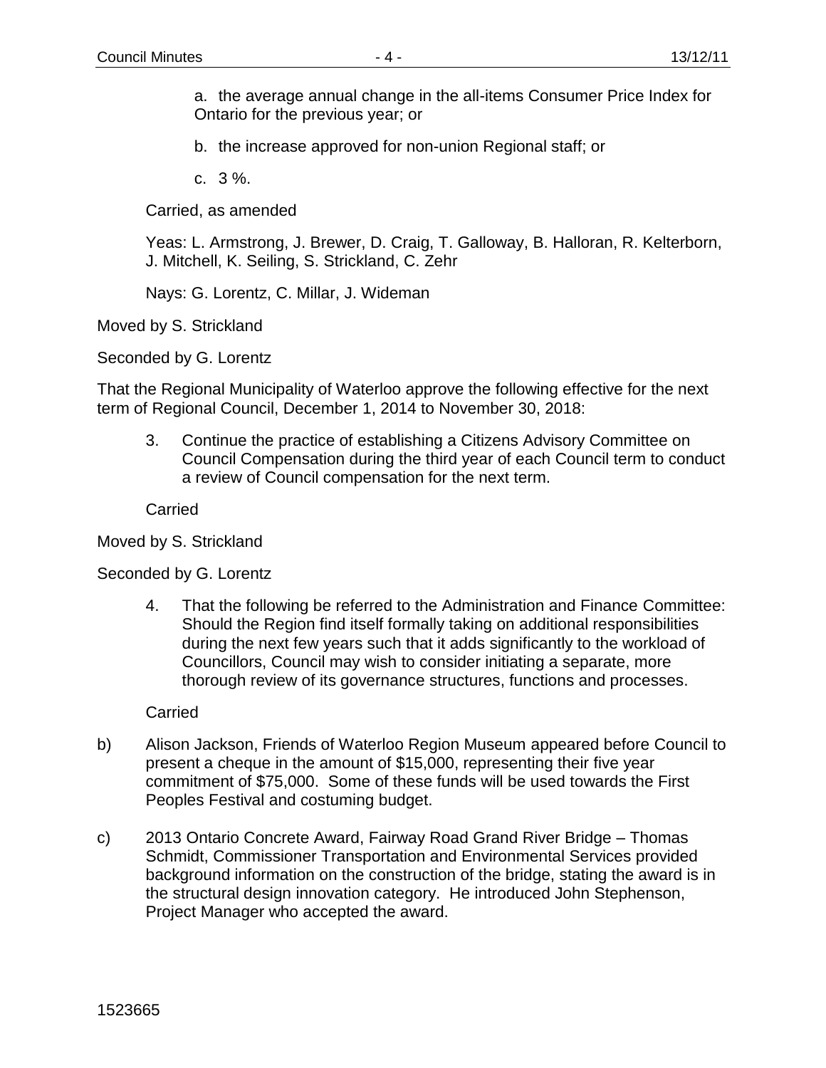a. the average annual change in the all-items Consumer Price Index for Ontario for the previous year; or

b. the increase approved for non-union Regional staff; or

c. 3 %.

Carried, as amended

Yeas: L. Armstrong, J. Brewer, D. Craig, T. Galloway, B. Halloran, R. Kelterborn, J. Mitchell, K. Seiling, S. Strickland, C. Zehr

Nays: G. Lorentz, C. Millar, J. Wideman

Moved by S. Strickland

Seconded by G. Lorentz

That the Regional Municipality of Waterloo approve the following effective for the next term of Regional Council, December 1, 2014 to November 30, 2018:

3. Continue the practice of establishing a Citizens Advisory Committee on Council Compensation during the third year of each Council term to conduct a review of Council compensation for the next term.

Carried

Moved by S. Strickland

Seconded by G. Lorentz

4. That the following be referred to the Administration and Finance Committee: Should the Region find itself formally taking on additional responsibilities during the next few years such that it adds significantly to the workload of Councillors, Council may wish to consider initiating a separate, more thorough review of its governance structures, functions and processes.

Carried

b) Alison Jackson, Friends of Waterloo Region Museum appeared before Council to present a cheque in the amount of $15,000, representing their five year commitment of $75,000. Some of these funds will be used towards the First Peoples Festival and costuming budget.

c) 2013 Ontario Concrete Award, Fairway Road Grand River Bridge – Thomas Schmidt, Commissioner Transportation and Environmental Services provided background information on the construction of the bridge, stating the award is in the structural design innovation category. He introduced John Stephenson, Project Manager who accepted the award.

1523665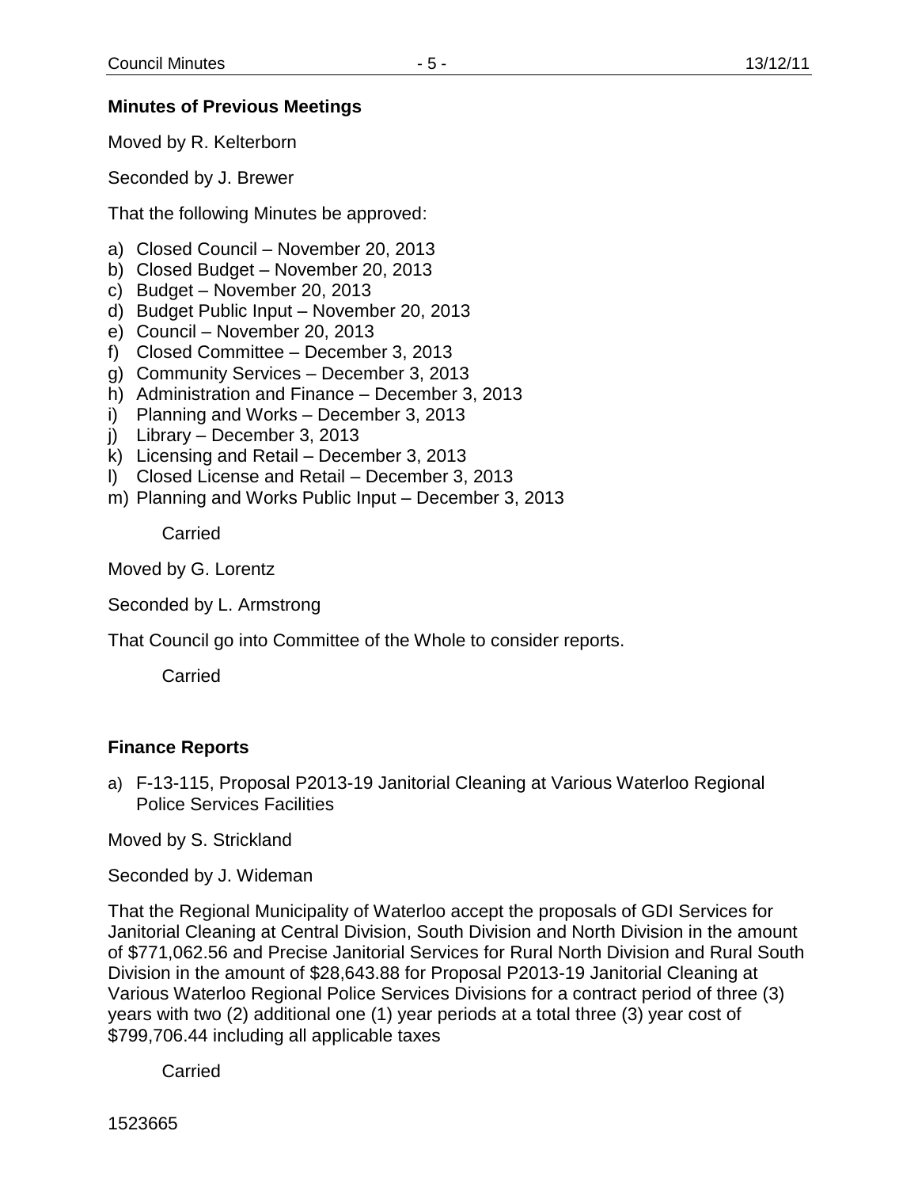## Minutes of Previous Meetings

Moved by R. Kelterborn

Seconded by J. Brewer

That the following Minutes be approved:

a) Closed Council – November 20, 2013
b) Closed Budget – November 20, 2013
c) Budget – November 20, 2013
d) Budget Public Input – November 20, 2013
e) Council – November 20, 2013
f) Closed Committee – December 3, 2013
g) Community Services – December 3, 2013
h) Administration and Finance – December 3, 2013
i) Planning and Works – December 3, 2013
j) Library – December 3, 2013
k) Licensing and Retail – December 3, 2013
l) Closed License and Retail – December 3, 2013
m) Planning and Works Public Input – December 3, 2013

Carried

Moved by G. Lorentz

Seconded by L. Armstrong

That Council go into Committee of the Whole to consider reports.

Carried

## Finance Reports

a) F-13-115, Proposal P2013-19 Janitorial Cleaning at Various Waterloo Regional Police Services Facilities

Moved by S. Strickland

Seconded by J. Wideman

That the Regional Municipality of Waterloo accept the proposals of GDI Services for Janitorial Cleaning at Central Division, South Division and North Division in the amount of $771,062.56 and Precise Janitorial Services for Rural North Division and Rural South Division in the amount of $28,643.88 for Proposal P2013-19 Janitorial Cleaning at Various Waterloo Regional Police Services Divisions for a contract period of three (3) years with two (2) additional one (1) year periods at a total three (3) year cost of $799,706.44 including all applicable taxes

Carried

1523665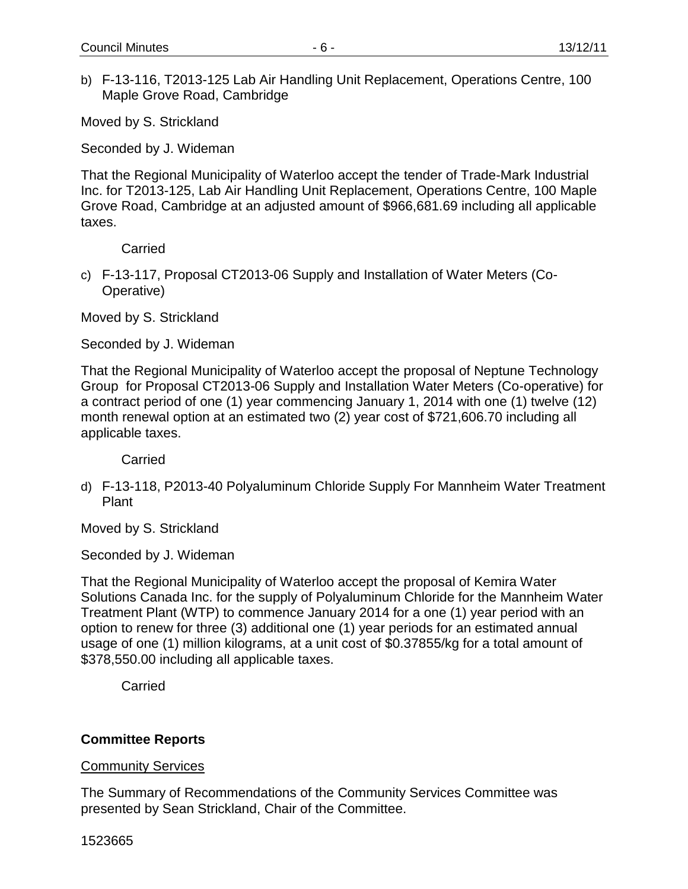b) F-13-116, T2013-125 Lab Air Handling Unit Replacement, Operations Centre, 100 Maple Grove Road, Cambridge

Moved by S. Strickland

Seconded by J. Wideman

That the Regional Municipality of Waterloo accept the tender of Trade-Mark Industrial Inc. for T2013-125, Lab Air Handling Unit Replacement, Operations Centre, 100 Maple Grove Road, Cambridge at an adjusted amount of $966,681.69 including all applicable taxes.

Carried

c) F-13-117, Proposal CT2013-06 Supply and Installation of Water Meters (Co-Operative)

Moved by S. Strickland

Seconded by J. Wideman

That the Regional Municipality of Waterloo accept the proposal of Neptune Technology Group for Proposal CT2013-06 Supply and Installation Water Meters (Co-operative) for a contract period of one (1) year commencing January 1, 2014 with one (1) twelve (12) month renewal option at an estimated two (2) year cost of $721,606.70 including all applicable taxes.

Carried

d) F-13-118, P2013-40 Polyaluminum Chloride Supply For Mannheim Water Treatment Plant

Moved by S. Strickland

Seconded by J. Wideman

That the Regional Municipality of Waterloo accept the proposal of Kemira Water Solutions Canada Inc. for the supply of Polyaluminum Chloride for the Mannheim Water Treatment Plant (WTP) to commence January 2014 for a one (1) year period with an option to renew for three (3) additional one (1) year periods for an estimated annual usage of one (1) million kilograms, at a unit cost of $0.37855/kg for a total amount of $378,550.00 including all applicable taxes.

Carried

**Committee Reports**

Community Services

The Summary of Recommendations of the Community Services Committee was presented by Sean Strickland, Chair of the Committee.

1523665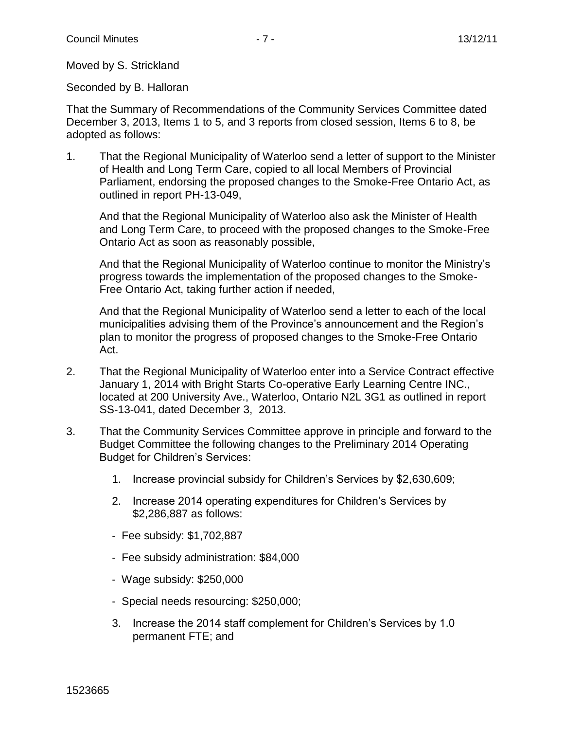Moved by S. Strickland

Seconded by B. Halloran

That the Summary of Recommendations of the Community Services Committee dated December 3, 2013, Items 1 to 5, and 3 reports from closed session, Items 6 to 8, be adopted as follows:

1. That the Regional Municipality of Waterloo send a letter of support to the Minister of Health and Long Term Care, copied to all local Members of Provincial Parliament, endorsing the proposed changes to the Smoke-Free Ontario Act, as outlined in report PH-13-049,

   And that the Regional Municipality of Waterloo also ask the Minister of Health and Long Term Care, to proceed with the proposed changes to the Smoke-Free Ontario Act as soon as reasonably possible,

   And that the Regional Municipality of Waterloo continue to monitor the Ministry's progress towards the implementation of the proposed changes to the Smoke-Free Ontario Act, taking further action if needed,

   And that the Regional Municipality of Waterloo send a letter to each of the local municipalities advising them of the Province's announcement and the Region's plan to monitor the progress of proposed changes to the Smoke-Free Ontario Act.

2. That the Regional Municipality of Waterloo enter into a Service Contract effective January 1, 2014 with Bright Starts Co-operative Early Learning Centre INC., located at 200 University Ave., Waterloo, Ontario N2L 3G1 as outlined in report SS-13-041, dated December 3, 2013.

3. That the Community Services Committee approve in principle and forward to the Budget Committee the following changes to the Preliminary 2014 Operating Budget for Children's Services:

   1. Increase provincial subsidy for Children's Services by $2,630,609;
   2. Increase 2014 operating expenditures for Children's Services by $2,286,887 as follows:
      - Fee subsidy: $1,702,887
      - Fee subsidy administration: $84,000
      - Wage subsidy: $250,000
      - Special needs resourcing: $250,000;
   3. Increase the 2014 staff complement for Children's Services by 1.0 permanent FTE; and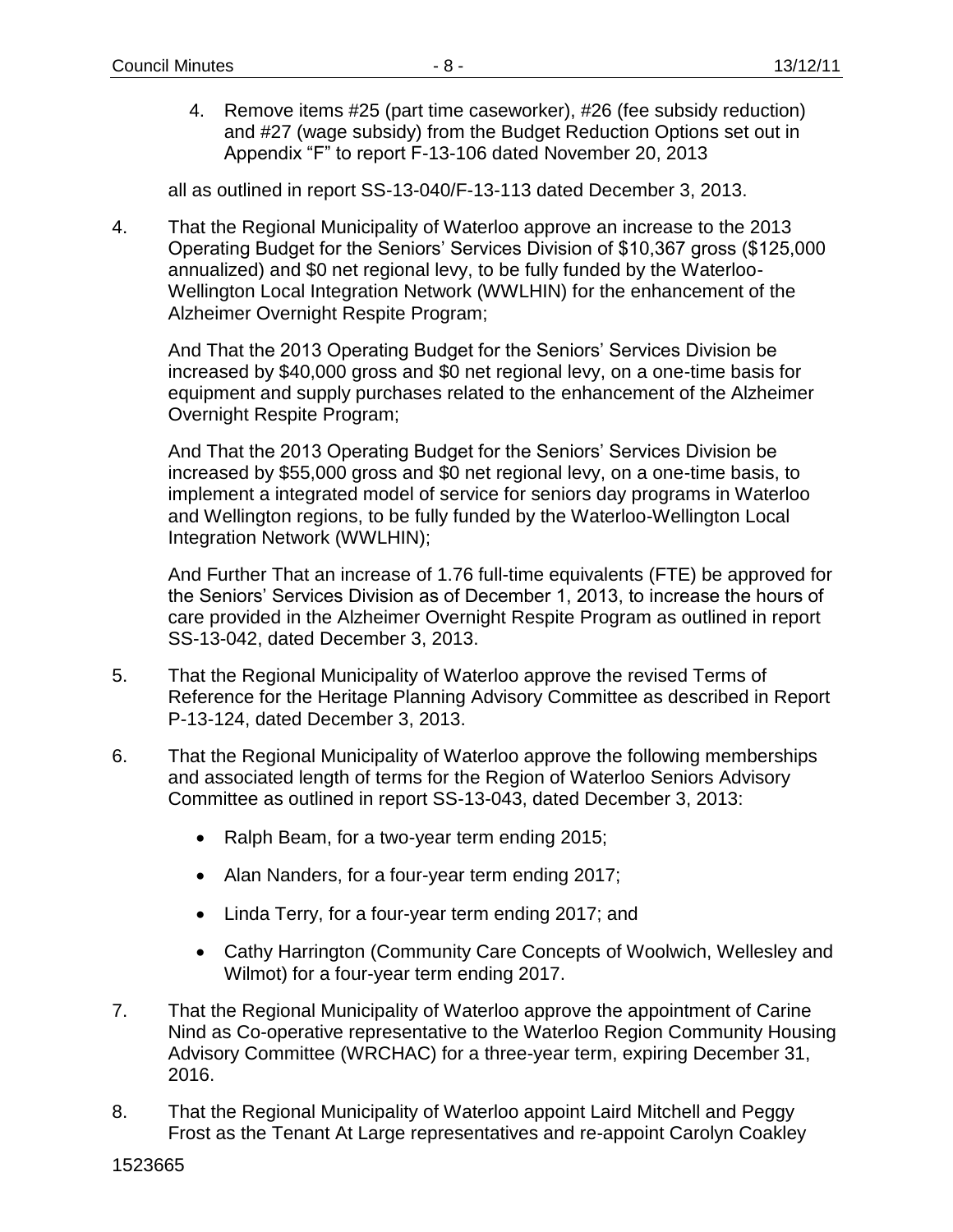4. Remove items #25 (part time caseworker), #26 (fee subsidy reduction) and #27 (wage subsidy) from the Budget Reduction Options set out in Appendix "F" to report F-13-106 dated November 20, 2013

all as outlined in report SS-13-040/F-13-113 dated December 3, 2013.

4. That the Regional Municipality of Waterloo approve an increase to the 2013 Operating Budget for the Seniors' Services Division of $10,367 gross ($125,000 annualized) and $0 net regional levy, to be fully funded by the Waterloo-Wellington Local Integration Network (WWLHIN) for the enhancement of the Alzheimer Overnight Respite Program;

   And That the 2013 Operating Budget for the Seniors' Services Division be increased by $40,000 gross and $0 net regional levy, on a one-time basis for equipment and supply purchases related to the enhancement of the Alzheimer Overnight Respite Program;

   And That the 2013 Operating Budget for the Seniors' Services Division be increased by $55,000 gross and $0 net regional levy, on a one-time basis, to implement a integrated model of service for seniors day programs in Waterloo and Wellington regions, to be fully funded by the Waterloo-Wellington Local Integration Network (WWLHIN);

   And Further That an increase of 1.76 full-time equivalents (FTE) be approved for the Seniors' Services Division as of December 1, 2013, to increase the hours of care provided in the Alzheimer Overnight Respite Program as outlined in report SS-13-042, dated December 3, 2013.

5. That the Regional Municipality of Waterloo approve the revised Terms of Reference for the Heritage Planning Advisory Committee as described in Report P-13-124, dated December 3, 2013.

6. That the Regional Municipality of Waterloo approve the following memberships and associated length of terms for the Region of Waterloo Seniors Advisory Committee as outlined in report SS-13-043, dated December 3, 2013:

   - Ralph Beam, for a two-year term ending 2015;
   - Alan Nanders, for a four-year term ending 2017;
   - Linda Terry, for a four-year term ending 2017; and
   - Cathy Harrington (Community Care Concepts of Woolwich, Wellesley and Wilmot) for a four-year term ending 2017.

7. That the Regional Municipality of Waterloo approve the appointment of Carine Nind as Co-operative representative to the Waterloo Region Community Housing Advisory Committee (WRCHAC) for a three-year term, expiring December 31, 2016.

8. That the Regional Municipality of Waterloo appoint Laird Mitchell and Peggy Frost as the Tenant At Large representatives and re-appoint Carolyn Coakley

1523665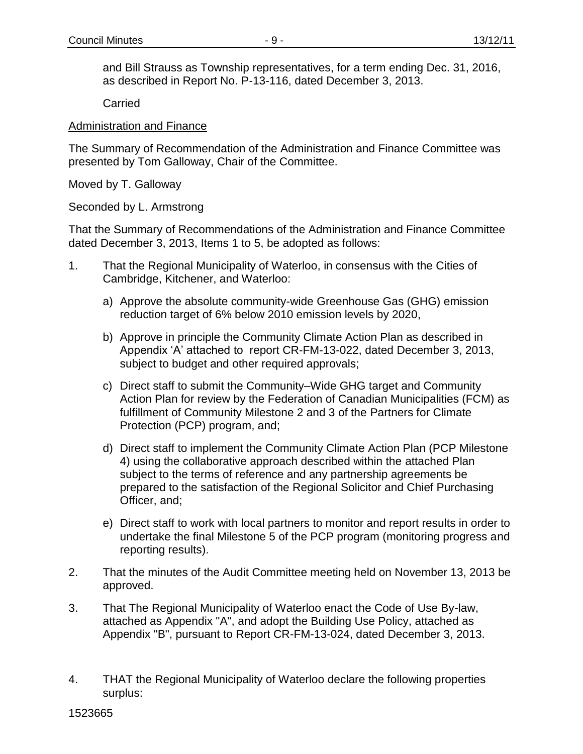and Bill Strauss as Township representatives, for a term ending Dec. 31, 2016, as described in Report No. P-13-116, dated December 3, 2013.

Carried

Administration and Finance

The Summary of Recommendation of the Administration and Finance Committee was presented by Tom Galloway, Chair of the Committee.

Moved by T. Galloway

Seconded by L. Armstrong

That the Summary of Recommendations of the Administration and Finance Committee dated December 3, 2013, Items 1 to 5, be adopted as follows:

1. That the Regional Municipality of Waterloo, in consensus with the Cities of Cambridge, Kitchener, and Waterloo:

   a) Approve the absolute community-wide Greenhouse Gas (GHG) emission reduction target of 6% below 2010 emission levels by 2020,

   b) Approve in principle the Community Climate Action Plan as described in Appendix 'A' attached to report CR-FM-13-022, dated December 3, 2013, subject to budget and other required approvals;

   c) Direct staff to submit the Community–Wide GHG target and Community Action Plan for review by the Federation of Canadian Municipalities (FCM) as fulfillment of Community Milestone 2 and 3 of the Partners for Climate Protection (PCP) program, and;

   d) Direct staff to implement the Community Climate Action Plan (PCP Milestone 4) using the collaborative approach described within the attached Plan subject to the terms of reference and any partnership agreements be prepared to the satisfaction of the Regional Solicitor and Chief Purchasing Officer, and;

   e) Direct staff to work with local partners to monitor and report results in order to undertake the final Milestone 5 of the PCP program (monitoring progress and reporting results).

2. That the minutes of the Audit Committee meeting held on November 13, 2013 be approved.

3. That The Regional Municipality of Waterloo enact the Code of Use By-law, attached as Appendix "A", and adopt the Building Use Policy, attached as Appendix "B", pursuant to Report CR-FM-13-024, dated December 3, 2013.

4. THAT the Regional Municipality of Waterloo declare the following properties surplus:

1523665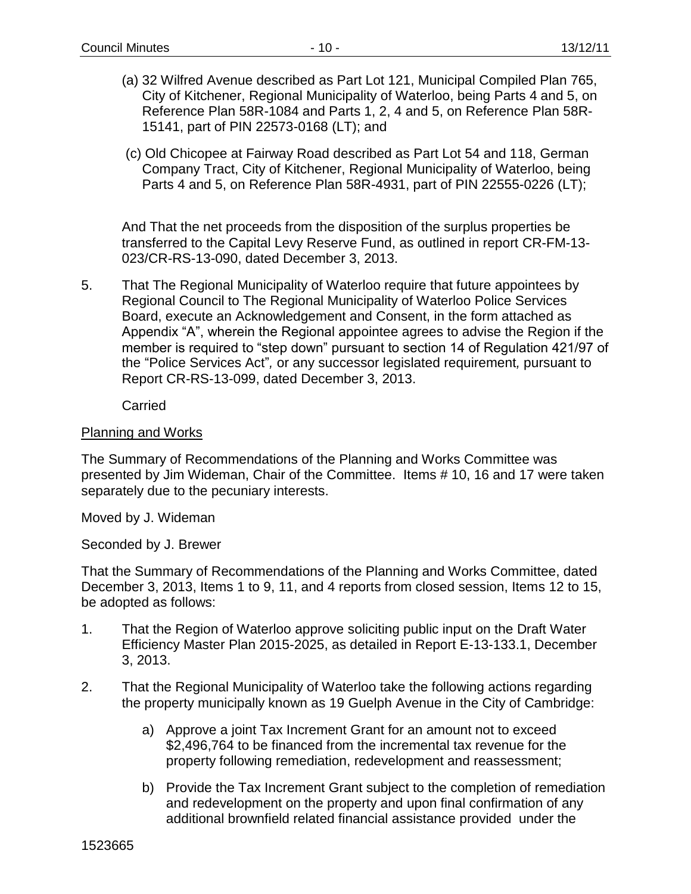(a) 32 Wilfred Avenue described as Part Lot 121, Municipal Compiled Plan 765, City of Kitchener, Regional Municipality of Waterloo, being Parts 4 and 5, on Reference Plan 58R-1084 and Parts 1, 2, 4 and 5, on Reference Plan 58R-15141, part of PIN 22573-0168 (LT); and

(c) Old Chicopee at Fairway Road described as Part Lot 54 and 118, German Company Tract, City of Kitchener, Regional Municipality of Waterloo, being Parts 4 and 5, on Reference Plan 58R-4931, part of PIN 22555-0226 (LT);

And That the net proceeds from the disposition of the surplus properties be transferred to the Capital Levy Reserve Fund, as outlined in report CR-FM-13-023/CR-RS-13-090, dated December 3, 2013.

5. That The Regional Municipality of Waterloo require that future appointees by Regional Council to The Regional Municipality of Waterloo Police Services Board, execute an Acknowledgement and Consent, in the form attached as Appendix "A", wherein the Regional appointee agrees to advise the Region if the member is required to "step down" pursuant to section 14 of Regulation 421/97 of the "Police Services Act"*,* or any successor legislated requirement*,* pursuant to Report CR-RS-13-099, dated December 3, 2013.

Carried

Planning and Works

The Summary of Recommendations of the Planning and Works Committee was presented by Jim Wideman, Chair of the Committee. Items # 10, 16 and 17 were taken separately due to the pecuniary interests.

Moved by J. Wideman

Seconded by J. Brewer

That the Summary of Recommendations of the Planning and Works Committee, dated December 3, 2013, Items 1 to 9, 11, and 4 reports from closed session, Items 12 to 15, be adopted as follows:

1. That the Region of Waterloo approve soliciting public input on the Draft Water Efficiency Master Plan 2015-2025, as detailed in Report E-13-133.1, December 3, 2013.

2. That the Regional Municipality of Waterloo take the following actions regarding the property municipally known as 19 Guelph Avenue in the City of Cambridge:

    a) Approve a joint Tax Increment Grant for an amount not to exceed $2,496,764 to be financed from the incremental tax revenue for the property following remediation, redevelopment and reassessment;

    b) Provide the Tax Increment Grant subject to the completion of remediation and redevelopment on the property and upon final confirmation of any additional brownfield related financial assistance provided under the

1523665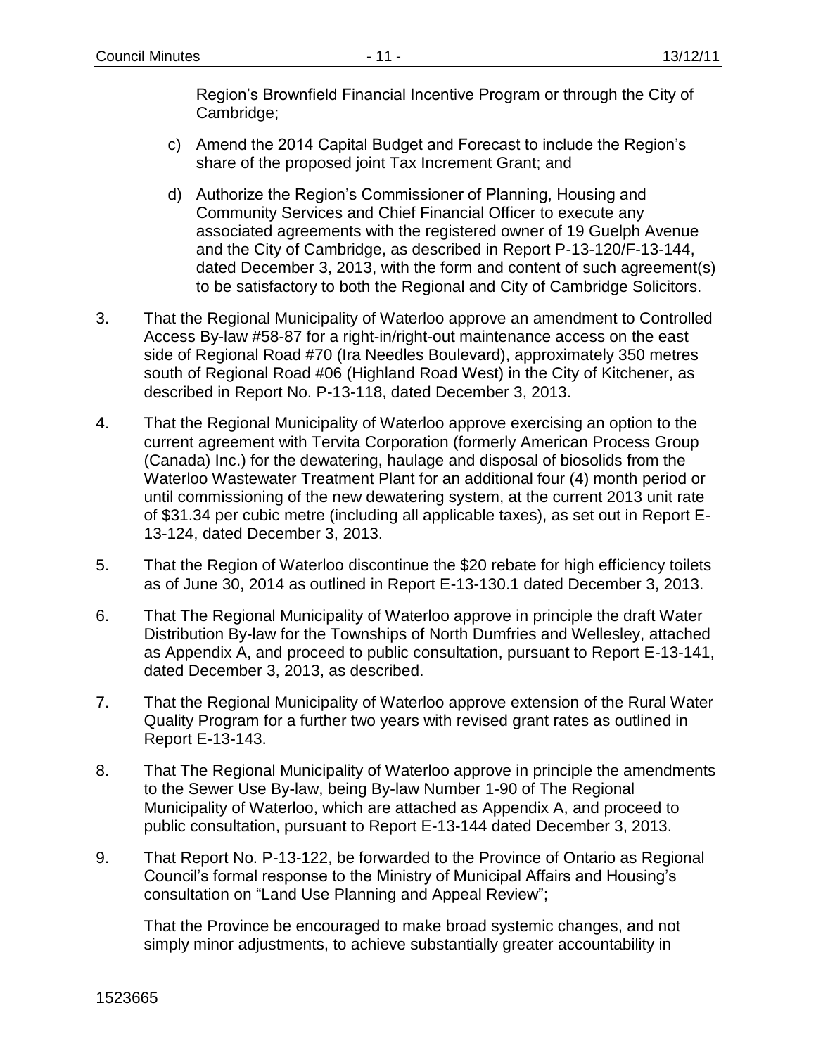Region's Brownfield Financial Incentive Program or through the City of Cambridge;

c) Amend the 2014 Capital Budget and Forecast to include the Region's share of the proposed joint Tax Increment Grant; and

d) Authorize the Region's Commissioner of Planning, Housing and Community Services and Chief Financial Officer to execute any associated agreements with the registered owner of 19 Guelph Avenue and the City of Cambridge, as described in Report P-13-120/F-13-144, dated December 3, 2013, with the form and content of such agreement(s) to be satisfactory to both the Regional and City of Cambridge Solicitors.

3. That the Regional Municipality of Waterloo approve an amendment to Controlled Access By-law #58-87 for a right-in/right-out maintenance access on the east side of Regional Road #70 (Ira Needles Boulevard), approximately 350 metres south of Regional Road #06 (Highland Road West) in the City of Kitchener, as described in Report No. P-13-118, dated December 3, 2013.

4. That the Regional Municipality of Waterloo approve exercising an option to the current agreement with Tervita Corporation (formerly American Process Group (Canada) Inc.) for the dewatering, haulage and disposal of biosolids from the Waterloo Wastewater Treatment Plant for an additional four (4) month period or until commissioning of the new dewatering system, at the current 2013 unit rate of $31.34 per cubic metre (including all applicable taxes), as set out in Report E-13-124, dated December 3, 2013.

5. That the Region of Waterloo discontinue the $20 rebate for high efficiency toilets as of June 30, 2014 as outlined in Report E-13-130.1 dated December 3, 2013.

6. That The Regional Municipality of Waterloo approve in principle the draft Water Distribution By-law for the Townships of North Dumfries and Wellesley, attached as Appendix A, and proceed to public consultation, pursuant to Report E-13-141, dated December 3, 2013, as described.

7. That the Regional Municipality of Waterloo approve extension of the Rural Water Quality Program for a further two years with revised grant rates as outlined in Report E-13-143.

8. That The Regional Municipality of Waterloo approve in principle the amendments to the Sewer Use By-law, being By-law Number 1-90 of The Regional Municipality of Waterloo, which are attached as Appendix A, and proceed to public consultation, pursuant to Report E-13-144 dated December 3, 2013.

9. That Report No. P-13-122, be forwarded to the Province of Ontario as Regional Council's formal response to the Ministry of Municipal Affairs and Housing's consultation on "Land Use Planning and Appeal Review";

   That the Province be encouraged to make broad systemic changes, and not simply minor adjustments, to achieve substantially greater accountability in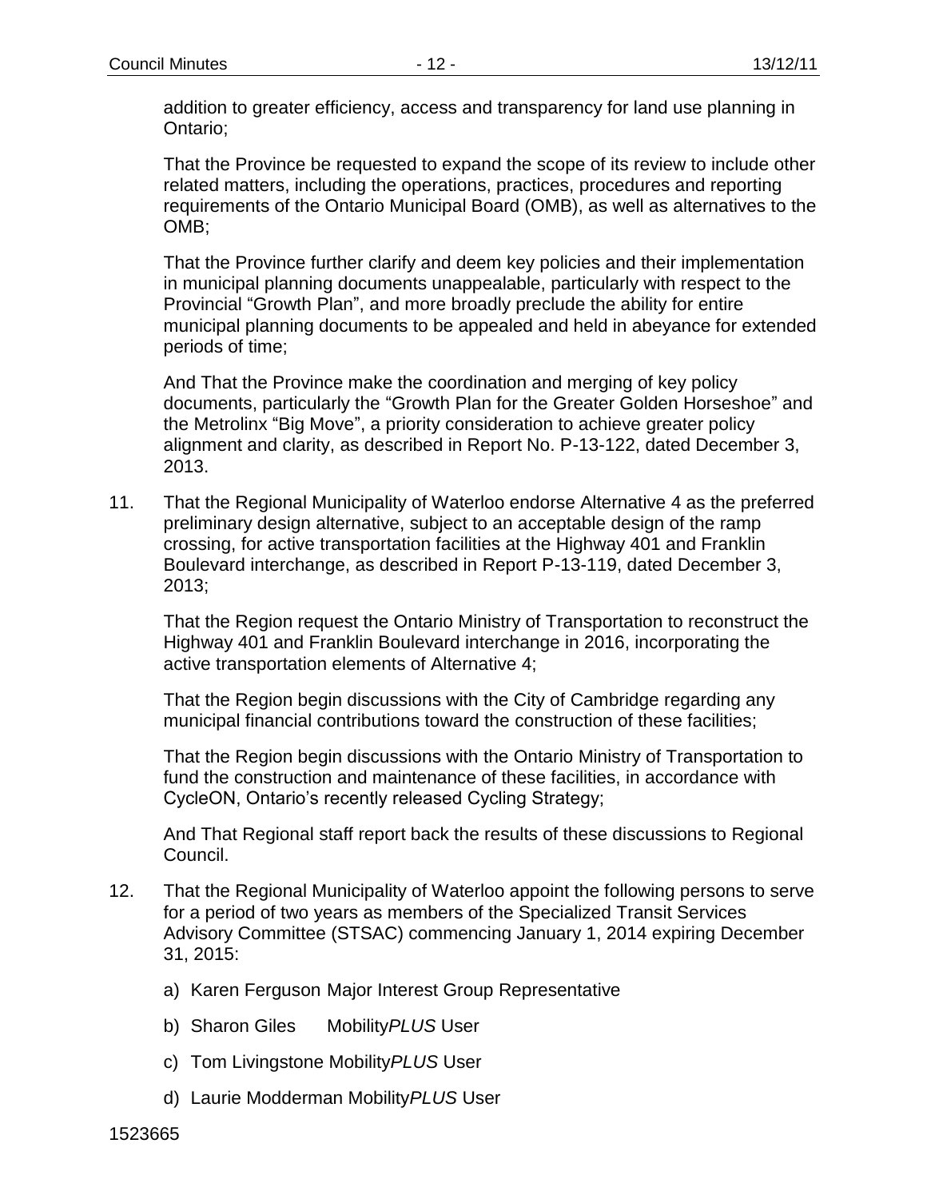addition to greater efficiency, access and transparency for land use planning in Ontario;

That the Province be requested to expand the scope of its review to include other related matters, including the operations, practices, procedures and reporting requirements of the Ontario Municipal Board (OMB), as well as alternatives to the OMB;

That the Province further clarify and deem key policies and their implementation in municipal planning documents unappealable, particularly with respect to the Provincial "Growth Plan", and more broadly preclude the ability for entire municipal planning documents to be appealed and held in abeyance for extended periods of time;

And That the Province make the coordination and merging of key policy documents, particularly the "Growth Plan for the Greater Golden Horseshoe" and the Metrolinx "Big Move", a priority consideration to achieve greater policy alignment and clarity, as described in Report No. P-13-122, dated December 3, 2013.

11. That the Regional Municipality of Waterloo endorse Alternative 4 as the preferred preliminary design alternative, subject to an acceptable design of the ramp crossing, for active transportation facilities at the Highway 401 and Franklin Boulevard interchange, as described in Report P-13-119, dated December 3, 2013;

    That the Region request the Ontario Ministry of Transportation to reconstruct the Highway 401 and Franklin Boulevard interchange in 2016, incorporating the active transportation elements of Alternative 4;

    That the Region begin discussions with the City of Cambridge regarding any municipal financial contributions toward the construction of these facilities;

    That the Region begin discussions with the Ontario Ministry of Transportation to fund the construction and maintenance of these facilities, in accordance with CycleON, Ontario's recently released Cycling Strategy;

    And That Regional staff report back the results of these discussions to Regional Council.

12. That the Regional Municipality of Waterloo appoint the following persons to serve for a period of two years as members of the Specialized Transit Services Advisory Committee (STSAC) commencing January 1, 2014 expiring December 31, 2015:

    a) Karen Ferguson Major Interest Group Representative

    b) Sharon Giles MobilityPLUS User

    c) Tom Livingstone Mobility*PLUS* User

    d) Laurie Modderman Mobility*PLUS* User

1523665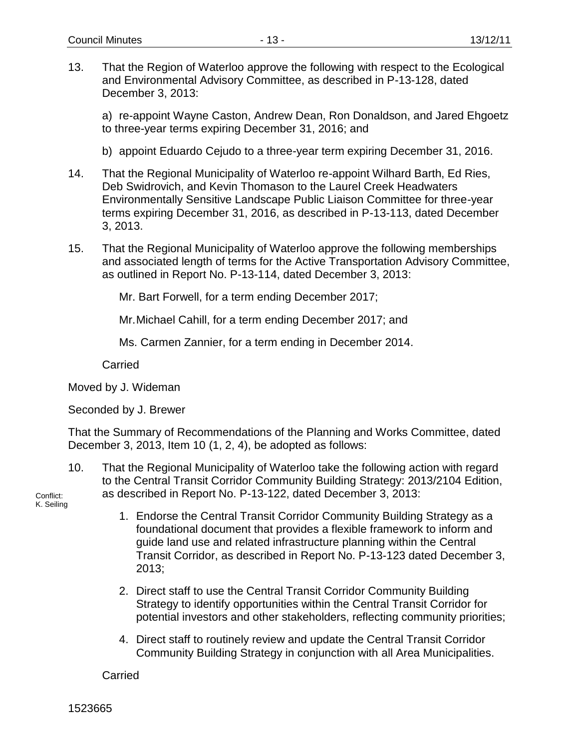13. That the Region of Waterloo approve the following with respect to the Ecological and Environmental Advisory Committee, as described in P-13-128, dated December 3, 2013:

    a) re-appoint Wayne Caston, Andrew Dean, Ron Donaldson, and Jared Ehgoetz to three-year terms expiring December 31, 2016; and

    b) appoint Eduardo Cejudo to a three-year term expiring December 31, 2016.

14. That the Regional Municipality of Waterloo re-appoint Wilhard Barth, Ed Ries, Deb Swidrovich, and Kevin Thomason to the Laurel Creek Headwaters Environmentally Sensitive Landscape Public Liaison Committee for three-year terms expiring December 31, 2016, as described in P-13-113, dated December 3, 2013.

15. That the Regional Municipality of Waterloo approve the following memberships and associated length of terms for the Active Transportation Advisory Committee, as outlined in Report No. P-13-114, dated December 3, 2013:

    Mr. Bart Forwell, for a term ending December 2017;

    Mr. Michael Cahill, for a term ending December 2017; and

    Ms. Carmen Zannier, for a term ending in December 2014.

    Carried

Moved by J. Wideman

Seconded by J. Brewer

That the Summary of Recommendations of the Planning and Works Committee, dated December 3, 2013, Item 10 (1, 2, 4), be adopted as follows:

Conflict: K. Seiling

10. That the Regional Municipality of Waterloo take the following action with regard to the Central Transit Corridor Community Building Strategy: 2013/2104 Edition, as described in Report No. P-13-122, dated December 3, 2013:

    1. Endorse the Central Transit Corridor Community Building Strategy as a foundational document that provides a flexible framework to inform and guide land use and related infrastructure planning within the Central Transit Corridor, as described in Report No. P-13-123 dated December 3, 2013;

    2. Direct staff to use the Central Transit Corridor Community Building Strategy to identify opportunities within the Central Transit Corridor for potential investors and other stakeholders, reflecting community priorities;

    4. Direct staff to routinely review and update the Central Transit Corridor Community Building Strategy in conjunction with all Area Municipalities.

    Carried

1523665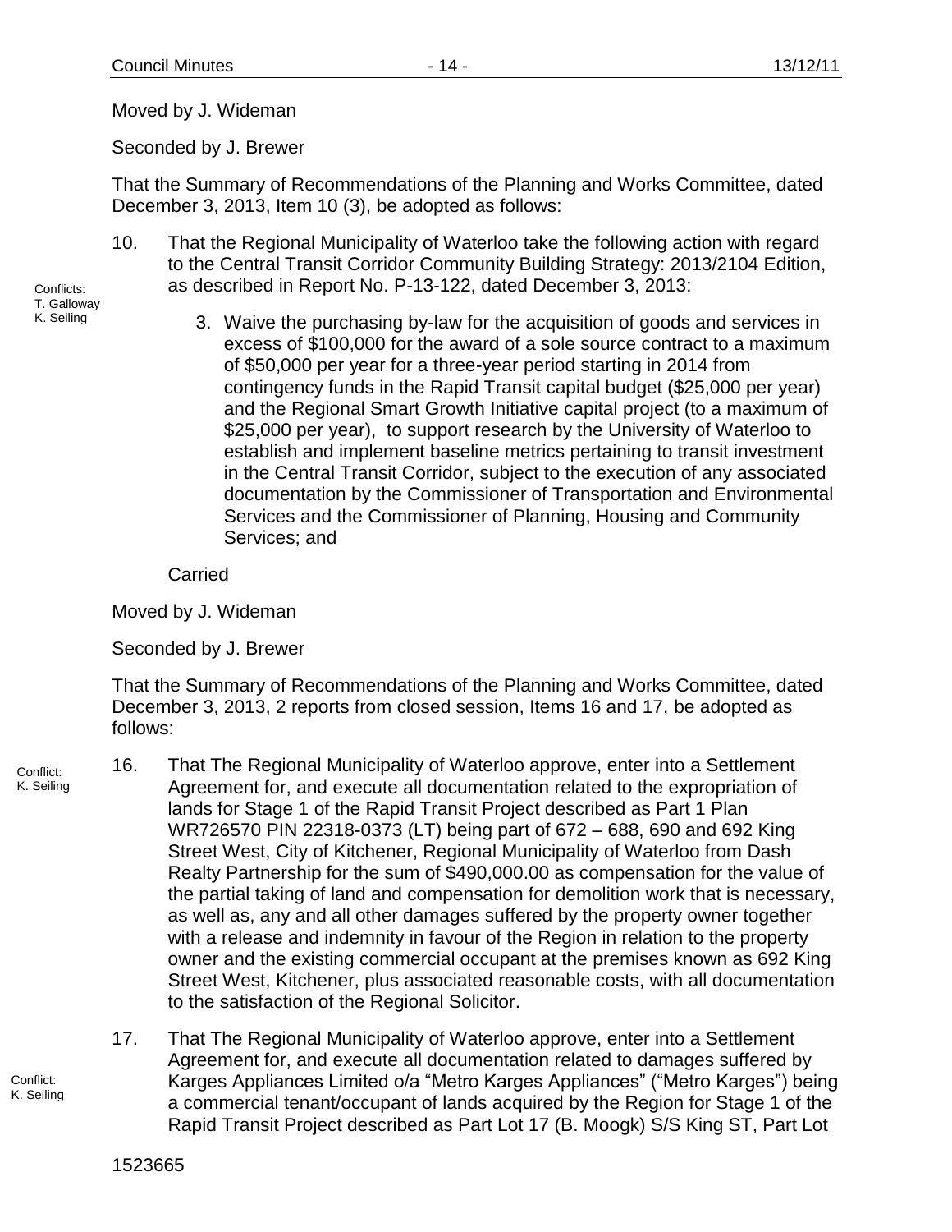Moved by J. Wideman

Seconded by J. Brewer

That the Summary of Recommendations of the Planning and Works Committee, dated December 3, 2013, Item 10 (3), be adopted as follows:

Conflicts: T. Galloway K. Seiling

10. That the Regional Municipality of Waterloo take the following action with regard to the Central Transit Corridor Community Building Strategy: 2013/2104 Edition, as described in Report No. P-13-122, dated December 3, 2013:

    3. Waive the purchasing by-law for the acquisition of goods and services in excess of $100,000 for the award of a sole source contract to a maximum of $50,000 per year for a three-year period starting in 2014 from contingency funds in the Rapid Transit capital budget ($25,000 per year) and the Regional Smart Growth Initiative capital project (to a maximum of $25,000 per year), to support research by the University of Waterloo to establish and implement baseline metrics pertaining to transit investment in the Central Transit Corridor, subject to the execution of any associated documentation by the Commissioner of Transportation and Environmental Services and the Commissioner of Planning, Housing and Community Services; and

Carried

Moved by J. Wideman

Seconded by J. Brewer

That the Summary of Recommendations of the Planning and Works Committee, dated December 3, 2013, 2 reports from closed session, Items 16 and 17, be adopted as follows:

Conflict: K. Seiling

16. That The Regional Municipality of Waterloo approve, enter into a Settlement Agreement for, and execute all documentation related to the expropriation of lands for Stage 1 of the Rapid Transit Project described as Part 1 Plan WR726570 PIN 22318-0373 (LT) being part of 672 – 688, 690 and 692 King Street West, City of Kitchener, Regional Municipality of Waterloo from Dash Realty Partnership for the sum of $490,000.00 as compensation for the value of the partial taking of land and compensation for demolition work that is necessary, as well as, any and all other damages suffered by the property owner together with a release and indemnity in favour of the Region in relation to the property owner and the existing commercial occupant at the premises known as 692 King Street West, Kitchener, plus associated reasonable costs, with all documentation to the satisfaction of the Regional Solicitor.

Conflict: K. Seiling

17. That The Regional Municipality of Waterloo approve, enter into a Settlement Agreement for, and execute all documentation related to damages suffered by Karges Appliances Limited o/a "Metro Karges Appliances" ("Metro Karges") being a commercial tenant/occupant of lands acquired by the Region for Stage 1 of the Rapid Transit Project described as Part Lot 17 (B. Moogk) S/S King ST, Part Lot

1523665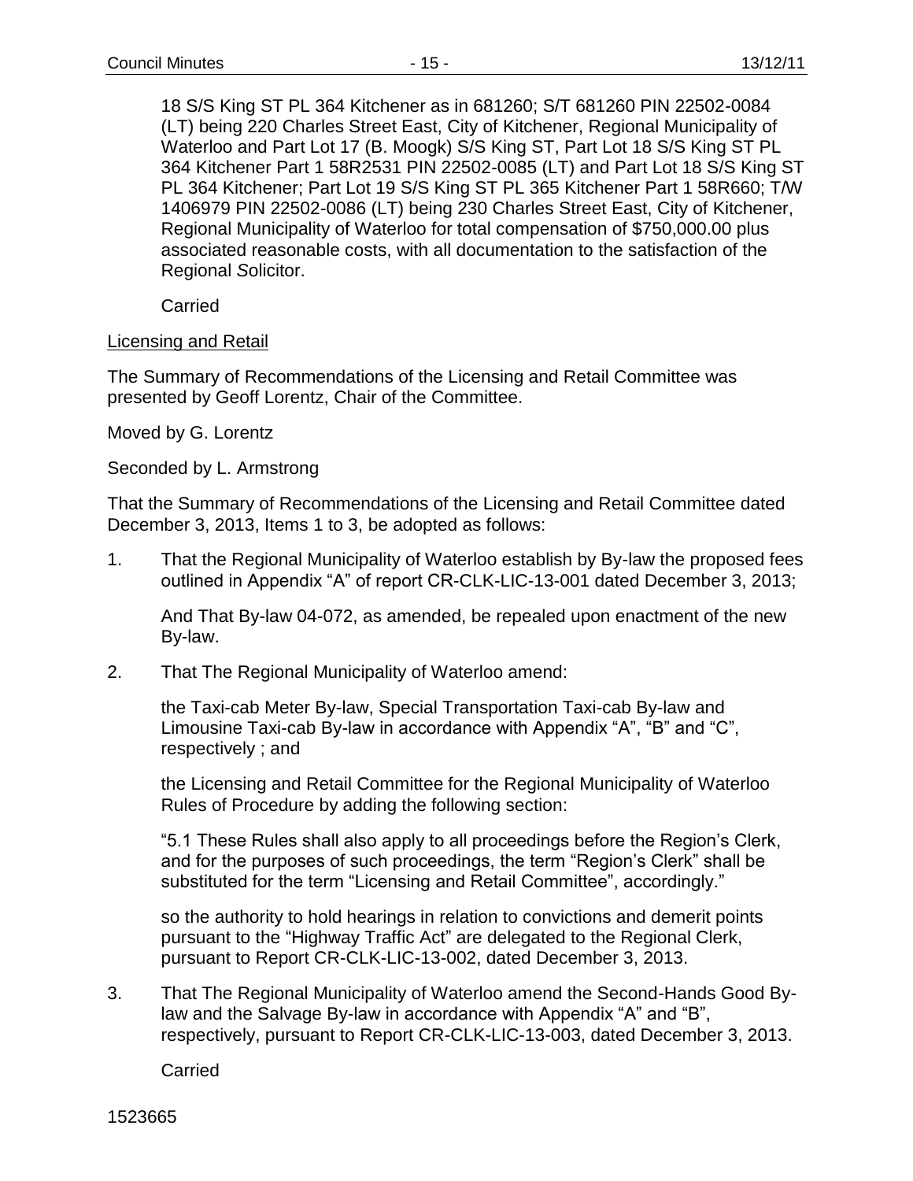18 S/S King ST PL 364 Kitchener as in 681260; S/T 681260 PIN 22502-0084 (LT) being 220 Charles Street East, City of Kitchener, Regional Municipality of Waterloo and Part Lot 17 (B. Moogk) S/S King ST, Part Lot 18 S/S King ST PL 364 Kitchener Part 1 58R2531 PIN 22502-0085 (LT) and Part Lot 18 S/S King ST PL 364 Kitchener; Part Lot 19 S/S King ST PL 365 Kitchener Part 1 58R660; T/W 1406979 PIN 22502-0086 (LT) being 230 Charles Street East, City of Kitchener, Regional Municipality of Waterloo for total compensation of $750,000.00 plus associated reasonable costs, with all documentation to the satisfaction of the Regional Solicitor.

Carried

Licensing and Retail

The Summary of Recommendations of the Licensing and Retail Committee was presented by Geoff Lorentz, Chair of the Committee.

Moved by G. Lorentz

Seconded by L. Armstrong

That the Summary of Recommendations of the Licensing and Retail Committee dated December 3, 2013, Items 1 to 3, be adopted as follows:

1. That the Regional Municipality of Waterloo establish by By-law the proposed fees outlined in Appendix "A" of report CR-CLK-LIC-13-001 dated December 3, 2013;

   And That By-law 04-072, as amended, be repealed upon enactment of the new By-law.

2. That The Regional Municipality of Waterloo amend:

   the Taxi-cab Meter By-law, Special Transportation Taxi-cab By-law and Limousine Taxi-cab By-law in accordance with Appendix "A", "B" and "C", respectively ; and

   the Licensing and Retail Committee for the Regional Municipality of Waterloo Rules of Procedure by adding the following section:

   "5.1 These Rules shall also apply to all proceedings before the Region's Clerk, and for the purposes of such proceedings, the term "Region's Clerk" shall be substituted for the term "Licensing and Retail Committee", accordingly."

   so the authority to hold hearings in relation to convictions and demerit points pursuant to the "Highway Traffic Act" are delegated to the Regional Clerk, pursuant to Report CR-CLK-LIC-13-002, dated December 3, 2013.

3. That The Regional Municipality of Waterloo amend the Second-Hands Good By-law and the Salvage By-law in accordance with Appendix "A" and "B", respectively, pursuant to Report CR-CLK-LIC-13-003, dated December 3, 2013.

   Carried

1523665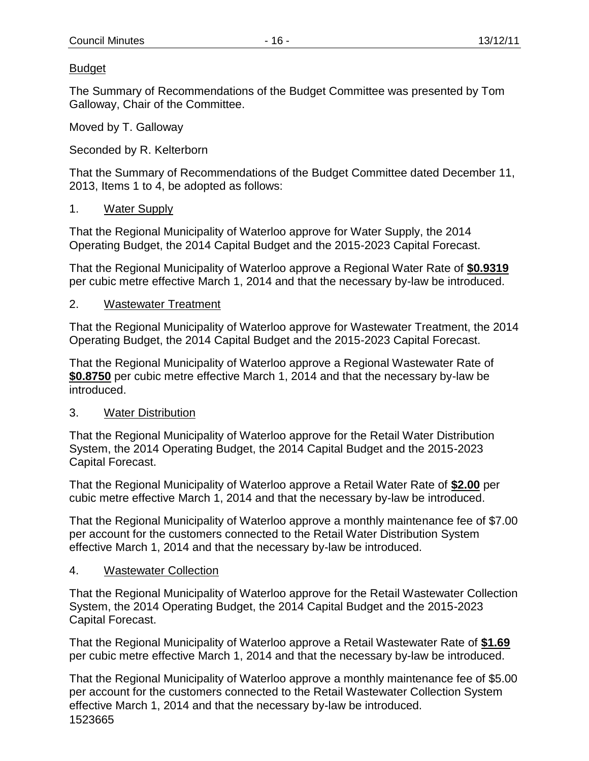Budget

The Summary of Recommendations of the Budget Committee was presented by Tom Galloway, Chair of the Committee.

Moved by T. Galloway

Seconded by R. Kelterborn

That the Summary of Recommendations of the Budget Committee dated December 11, 2013, Items 1 to 4, be adopted as follows:

1. Water Supply

That the Regional Municipality of Waterloo approve for Water Supply, the 2014 Operating Budget, the 2014 Capital Budget and the 2015-2023 Capital Forecast.

That the Regional Municipality of Waterloo approve a Regional Water Rate of **$0.9319** per cubic metre effective March 1, 2014 and that the necessary by-law be introduced.

2. Wastewater Treatment

That the Regional Municipality of Waterloo approve for Wastewater Treatment, the 2014 Operating Budget, the 2014 Capital Budget and the 2015-2023 Capital Forecast.

That the Regional Municipality of Waterloo approve a Regional Wastewater Rate of **$0.8750** per cubic metre effective March 1, 2014 and that the necessary by-law be introduced.

3. Water Distribution

That the Regional Municipality of Waterloo approve for the Retail Water Distribution System, the 2014 Operating Budget, the 2014 Capital Budget and the 2015-2023 Capital Forecast.

That the Regional Municipality of Waterloo approve a Retail Water Rate of **$2.00** per cubic metre effective March 1, 2014 and that the necessary by-law be introduced.

That the Regional Municipality of Waterloo approve a monthly maintenance fee of $7.00 per account for the customers connected to the Retail Water Distribution System effective March 1, 2014 and that the necessary by-law be introduced.

4. Wastewater Collection

That the Regional Municipality of Waterloo approve for the Retail Wastewater Collection System, the 2014 Operating Budget, the 2014 Capital Budget and the 2015-2023 Capital Forecast.

That the Regional Municipality of Waterloo approve a Retail Wastewater Rate of **$1.69** per cubic metre effective March 1, 2014 and that the necessary by-law be introduced.

That the Regional Municipality of Waterloo approve a monthly maintenance fee of $5.00 per account for the customers connected to the Retail Wastewater Collection System effective March 1, 2014 and that the necessary by-law be introduced.

1523665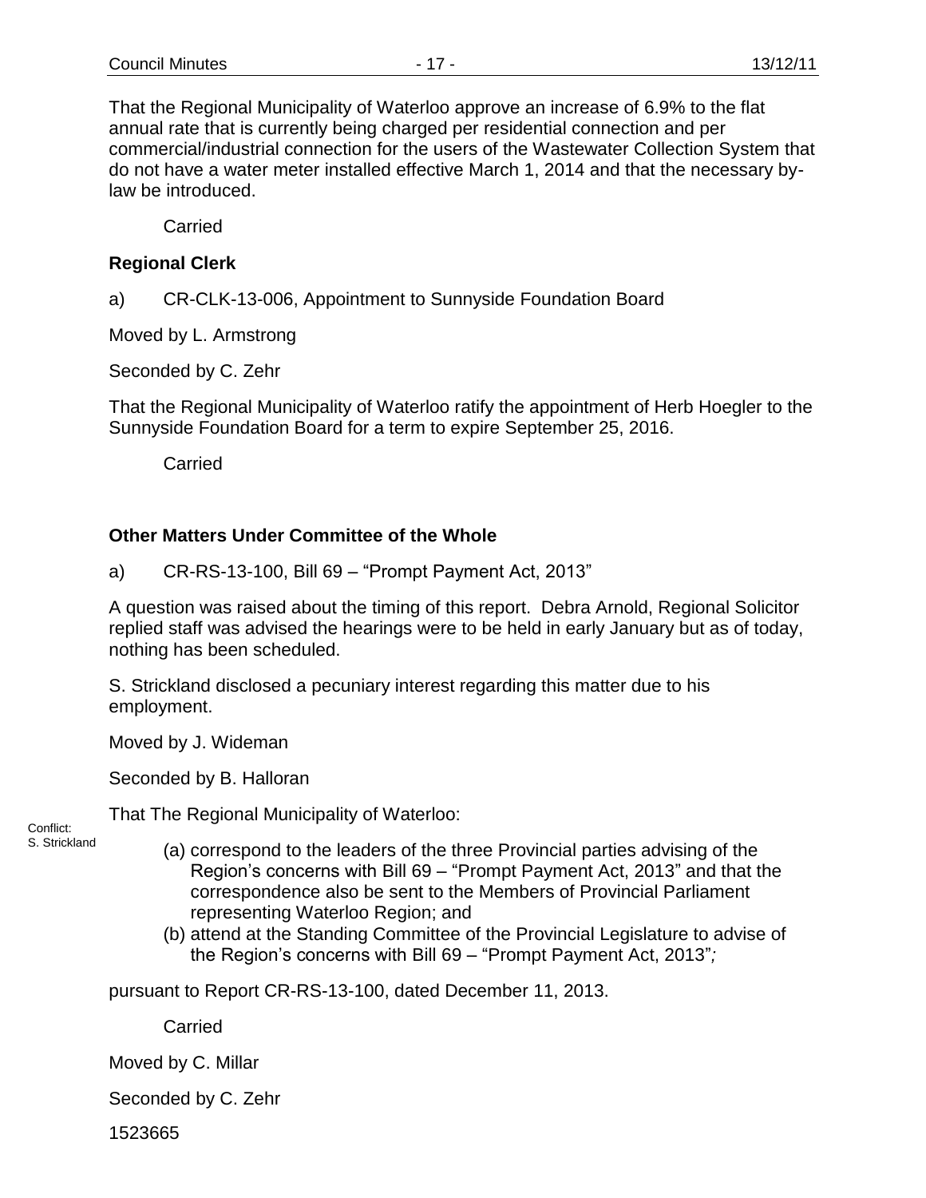That the Regional Municipality of Waterloo approve an increase of 6.9% to the flat annual rate that is currently being charged per residential connection and per commercial/industrial connection for the users of the Wastewater Collection System that do not have a water meter installed effective March 1, 2014 and that the necessary by-law be introduced.

Carried

**Regional Clerk**

a) CR-CLK-13-006, Appointment to Sunnyside Foundation Board

Moved by L. Armstrong

Seconded by C. Zehr

That the Regional Municipality of Waterloo ratify the appointment of Herb Hoegler to the Sunnyside Foundation Board for a term to expire September 25, 2016.

Carried

**Other Matters Under Committee of the Whole**

a) CR-RS-13-100, Bill 69 – "Prompt Payment Act, 2013"

A question was raised about the timing of this report. Debra Arnold, Regional Solicitor replied staff was advised the hearings were to be held in early January but as of today, nothing has been scheduled.

S. Strickland disclosed a pecuniary interest regarding this matter due to his employment.

Moved by J. Wideman

Seconded by B. Halloran

Conflict: S. Strickland

That The Regional Municipality of Waterloo:

(a) correspond to the leaders of the three Provincial parties advising of the Region's concerns with Bill 69 – "Prompt Payment Act, 2013" and that the correspondence also be sent to the Members of Provincial Parliament representing Waterloo Region; and
(b) attend at the Standing Committee of the Provincial Legislature to advise of the Region's concerns with Bill 69 – "Prompt Payment Act, 2013"*;*

pursuant to Report CR-RS-13-100, dated December 11, 2013.

Carried

Moved by C. Millar

Seconded by C. Zehr

1523665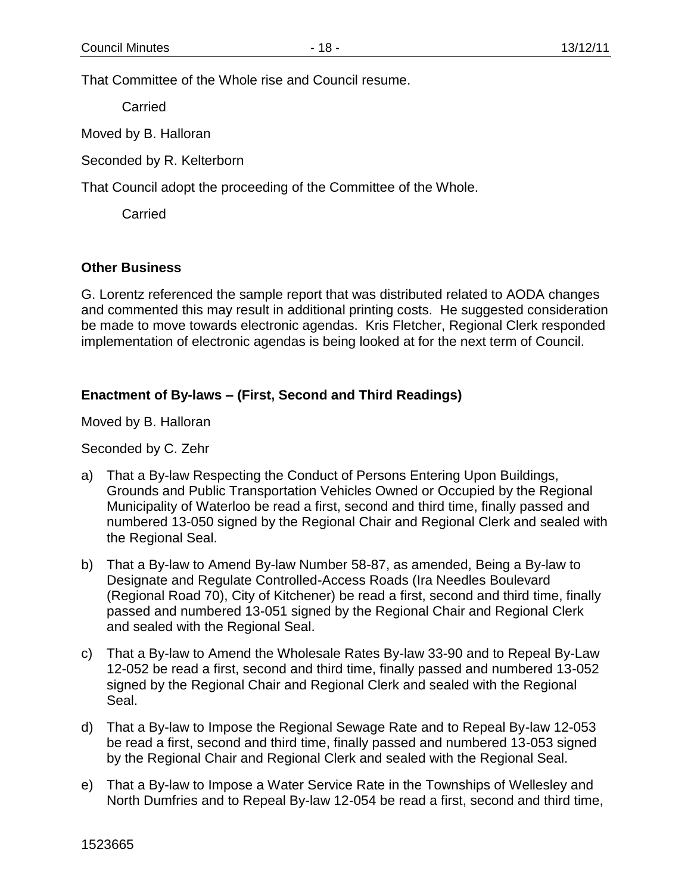That Committee of the Whole rise and Council resume.

Carried

Moved by B. Halloran

Seconded by R. Kelterborn

That Council adopt the proceeding of the Committee of the Whole.

Carried

## Other Business

G. Lorentz referenced the sample report that was distributed related to AODA changes and commented this may result in additional printing costs. He suggested consideration be made to move towards electronic agendas. Kris Fletcher, Regional Clerk responded implementation of electronic agendas is being looked at for the next term of Council.

## Enactment of By-laws – (First, Second and Third Readings)

Moved by B. Halloran

Seconded by C. Zehr

a) That a By-law Respecting the Conduct of Persons Entering Upon Buildings, Grounds and Public Transportation Vehicles Owned or Occupied by the Regional Municipality of Waterloo be read a first, second and third time, finally passed and numbered 13-050 signed by the Regional Chair and Regional Clerk and sealed with the Regional Seal.

b) That a By-law to Amend By-law Number 58-87, as amended, Being a By-law to Designate and Regulate Controlled-Access Roads (Ira Needles Boulevard (Regional Road 70), City of Kitchener) be read a first, second and third time, finally passed and numbered 13-051 signed by the Regional Chair and Regional Clerk and sealed with the Regional Seal.

c) That a By-law to Amend the Wholesale Rates By-law 33-90 and to Repeal By-Law 12-052 be read a first, second and third time, finally passed and numbered 13-052 signed by the Regional Chair and Regional Clerk and sealed with the Regional Seal.

d) That a By-law to Impose the Regional Sewage Rate and to Repeal By-law 12-053 be read a first, second and third time, finally passed and numbered 13-053 signed by the Regional Chair and Regional Clerk and sealed with the Regional Seal.

e) That a By-law to Impose a Water Service Rate in the Townships of Wellesley and North Dumfries and to Repeal By-law 12-054 be read a first, second and third time,

1523665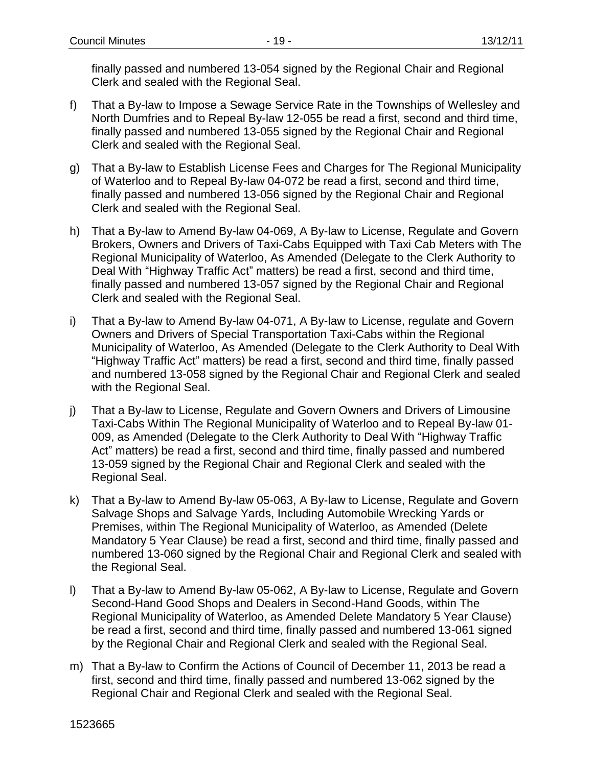finally passed and numbered 13-054 signed by the Regional Chair and Regional Clerk and sealed with the Regional Seal.

f) That a By-law to Impose a Sewage Service Rate in the Townships of Wellesley and North Dumfries and to Repeal By-law 12-055 be read a first, second and third time, finally passed and numbered 13-055 signed by the Regional Chair and Regional Clerk and sealed with the Regional Seal.

g) That a By-law to Establish License Fees and Charges for The Regional Municipality of Waterloo and to Repeal By-law 04-072 be read a first, second and third time, finally passed and numbered 13-056 signed by the Regional Chair and Regional Clerk and sealed with the Regional Seal.

h) That a By-law to Amend By-law 04-069, A By-law to License, Regulate and Govern Brokers, Owners and Drivers of Taxi-Cabs Equipped with Taxi Cab Meters with The Regional Municipality of Waterloo, As Amended (Delegate to the Clerk Authority to Deal With "Highway Traffic Act" matters) be read a first, second and third time, finally passed and numbered 13-057 signed by the Regional Chair and Regional Clerk and sealed with the Regional Seal.

i) That a By-law to Amend By-law 04-071, A By-law to License, regulate and Govern Owners and Drivers of Special Transportation Taxi-Cabs within the Regional Municipality of Waterloo, As Amended (Delegate to the Clerk Authority to Deal With "Highway Traffic Act" matters) be read a first, second and third time, finally passed and numbered 13-058 signed by the Regional Chair and Regional Clerk and sealed with the Regional Seal.

j) That a By-law to License, Regulate and Govern Owners and Drivers of Limousine Taxi-Cabs Within The Regional Municipality of Waterloo and to Repeal By-law 01-009, as Amended (Delegate to the Clerk Authority to Deal With "Highway Traffic Act" matters) be read a first, second and third time, finally passed and numbered 13-059 signed by the Regional Chair and Regional Clerk and sealed with the Regional Seal.

k) That a By-law to Amend By-law 05-063, A By-law to License, Regulate and Govern Salvage Shops and Salvage Yards, Including Automobile Wrecking Yards or Premises, within The Regional Municipality of Waterloo, as Amended (Delete Mandatory 5 Year Clause) be read a first, second and third time, finally passed and numbered 13-060 signed by the Regional Chair and Regional Clerk and sealed with the Regional Seal.

l) That a By-law to Amend By-law 05-062, A By-law to License, Regulate and Govern Second-Hand Good Shops and Dealers in Second-Hand Goods, within The Regional Municipality of Waterloo, as Amended Delete Mandatory 5 Year Clause) be read a first, second and third time, finally passed and numbered 13-061 signed by the Regional Chair and Regional Clerk and sealed with the Regional Seal.

m) That a By-law to Confirm the Actions of Council of December 11, 2013 be read a first, second and third time, finally passed and numbered 13-062 signed by the Regional Chair and Regional Clerk and sealed with the Regional Seal.

1523665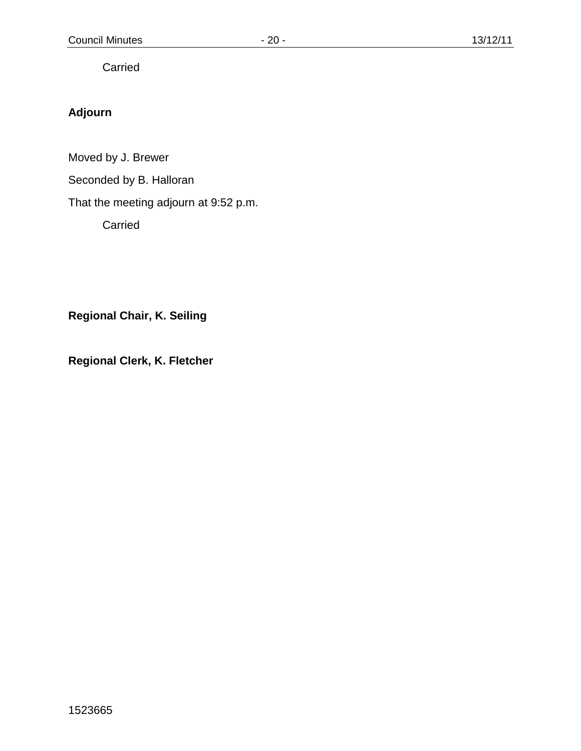Carried

**Adjourn**

Moved by J. Brewer

Seconded by B. Halloran

That the meeting adjourn at 9:52 p.m.

Carried

**Regional Chair, K. Seiling**

**Regional Clerk, K. Fletcher**

1523665